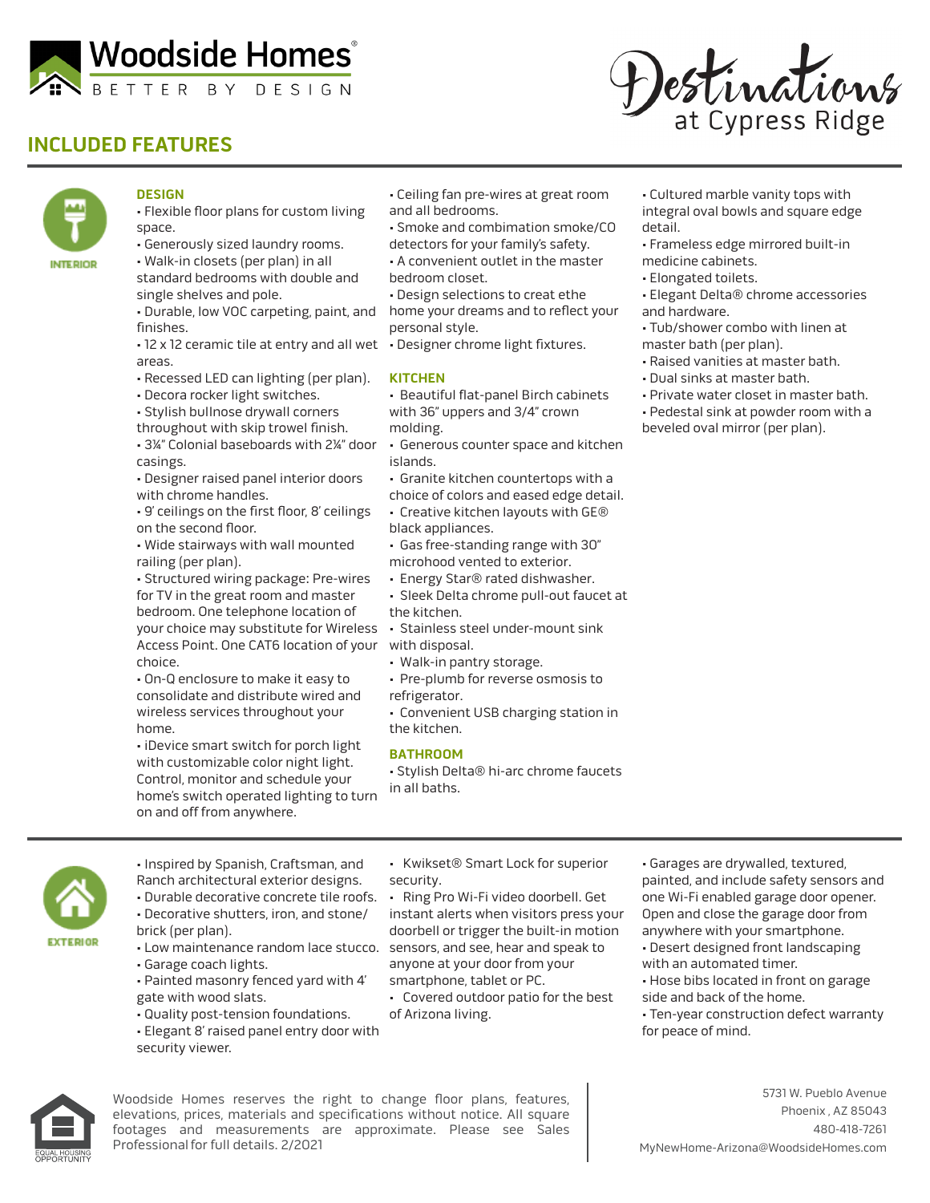Woodside Homes®

BETTER BY DESIGN

Destinations at Cypress Ridge

## INCLUDED FEATURES

INTERIOR

### DESIGN

- Flexible floor plans for custom living space.
- Generously sized laundry rooms.
- Walk-in closets (per plan) in all standard bedrooms with double and single shelves and pole.
- Durable, low VOC carpeting, paint, and finishes.
- 12 x 12 ceramic tile at entry and all wet areas.
- Recessed LED can lighting (per plan).
- Decora rocker light switches.
- Stylish bullnose drywall corners throughout with skip trowel finish.
- 3¼" Colonial baseboards with 2¼" door casings.
- Designer raised panel interior doors with chrome handles.
- 9' ceilings on the first floor, 8' ceilings on the second floor.
- Wide stairways with wall mounted railing (per plan).
- Structured wiring package: Pre-wires for TV in the great room and master bedroom. One telephone location of your choice may substitute for Wireless Access Point. One CAT6 location of your choice.
- On-Q enclosure to make it easy to consolidate and distribute wired and wireless services throughout your home.
- iDevice smart switch for porch light with customizable color night light. Control, monitor and schedule your home's switch operated lighting to turn on and off from anywhere.
- Ceiling fan pre-wires at great room and all bedrooms.
- Smoke and combination smoke/CO detectors for your family's safety.
- A convenient outlet in the master bedroom closet.
- Design selections to creat ethe home your dreams and to reflect your personal style.
- Designer chrome light fixtures.

### KITCHEN

- Beautiful flat-panel Birch cabinets with 36" uppers and 3/4" crown molding.
- Generous counter space and kitchen islands.
- Granite kitchen countertops with a choice of colors and eased edge detail.
- Creative kitchen layouts with GE® black appliances.
- Gas free-standing range with 30" microhood vented to exterior.
- Energy Star® rated dishwasher.
- Sleek Delta chrome pull-out faucet at the kitchen.
- Stainless steel under-mount sink with disposal.
- Walk-in pantry storage.
- Pre-plumb for reverse osmosis to refrigerator.
- Convenient USB charging station in the kitchen.

### BATHROOM

- Stylish Delta® hi-arc chrome faucets in all baths.
- Cultured marble vanity tops with integral oval bowls and square edge detail.
- Frameless edge mirrored built-in medicine cabinets.
- Elongated toilets.
- Elegant Delta® chrome accessories and hardware.
- Tub/shower combo with linen at master bath (per plan).
- Raised vanities at master bath.
- Dual sinks at master bath.
- Private water closet in master bath.
- Pedestal sink at powder room with a beveled oval mirror (per plan).

EXTERIOR

- Inspired by Spanish, Craftsman, and Ranch architectural exterior designs.
- Durable decorative concrete tile roofs.
- Decorative shutters, iron, and stone/brick (per plan).
- Low maintenance random lace stucco.
- Garage coach lights.
- Painted masonry fenced yard with 4' gate with wood slats.
- Quality post-tension foundations.
- Elegant 8' raised panel entry door with security viewer.
- Kwikset® Smart Lock for superior security.
- Ring Pro Wi-Fi video doorbell. Get instant alerts when visitors press your doorbell or trigger the built-in motion sensors, and see, hear and speak to anyone at your door from your smartphone, tablet or PC.
- Covered outdoor patio for the best of Arizona living.
- Garages are drywalled, textured, painted, and include safety sensors and one Wi-Fi enabled garage door opener. Open and close the garage door from anywhere with your smartphone.
- Desert designed front landscaping with an automated timer.
- Hose bibs located in front on garage side and back of the home.
- Ten-year construction defect warranty for peace of mind.

EQUAL HOUSING OPPORTUNITY

Woodside Homes reserves the right to change floor plans, features, elevations, prices, materials and specifications without notice. All square footages and measurements are approximate. Please see Sales Professional for full details. 2/2021

5731 W. Pueblo Avenue
Phoenix , AZ 85043
480-418-7261
MyNewHome-Arizona@WoodsideHomes.com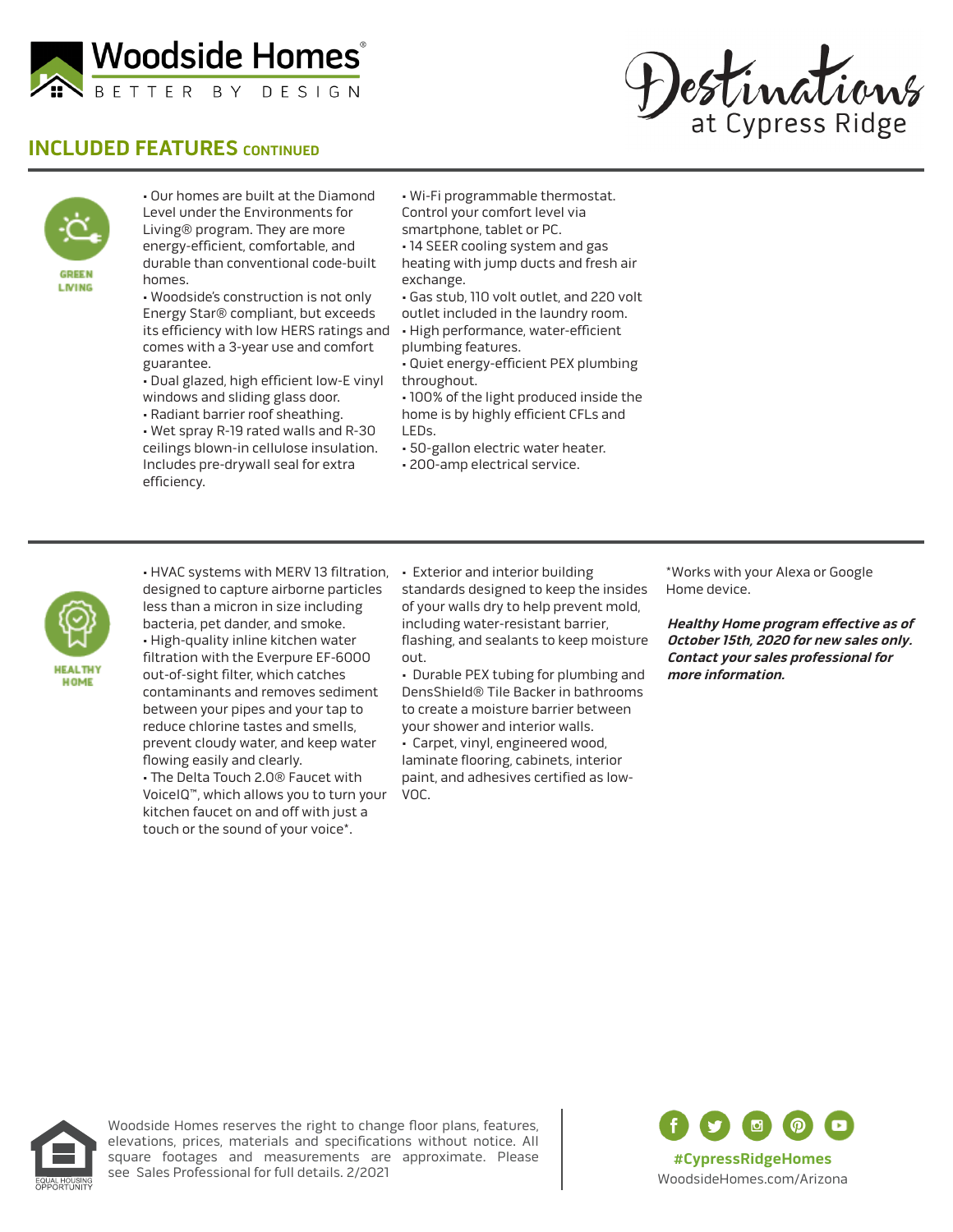Woodside Homes®
BETTER BY DESIGN

Destinations at Cypress Ridge

## INCLUDED FEATURES CONTINUED

### GREEN LIVING

- Our homes are built at the Diamond Level under the Environments for Living® program. They are more energy-efficient, comfortable, and durable than conventional code-built homes.
- Woodside's construction is not only Energy Star® compliant, but exceeds its efficiency with low HERS ratings and comes with a 3-year use and comfort guarantee.
- Dual glazed, high efficient low-E vinyl windows and sliding glass door.
- Radiant barrier roof sheathing.
- Wet spray R-19 rated walls and R-30 ceilings blown-in cellulose insulation. Includes pre-drywall seal for extra efficiency.
- Wi-Fi programmable thermostat. Control your comfort level via smartphone, tablet or PC.
- 14 SEER cooling system and gas heating with jump ducts and fresh air exchange.
- Gas stub, 110 volt outlet, and 220 volt outlet included in the laundry room.
- High performance, water-efficient plumbing features.
- Quiet energy-efficient PEX plumbing throughout.
- 100% of the light produced inside the home is by highly efficient CFLs and LEDs.
- 50-gallon electric water heater.
- 200-amp electrical service.

### HEALTHY HOME

- HVAC systems with MERV 13 filtration, designed to capture airborne particles less than a micron in size including bacteria, pet dander, and smoke.
- High-quality inline kitchen water filtration with the Everpure EF-6000 out-of-sight filter, which catches contaminants and removes sediment between your pipes and your tap to reduce chlorine tastes and smells, prevent cloudy water, and keep water flowing easily and clearly.
- The Delta Touch 2.0® Faucet with VoiceIQ™, which allows you to turn your kitchen faucet on and off with just a touch or the sound of your voice*.
- Exterior and interior building standards designed to keep the insides of your walls dry to help prevent mold, including water-resistant barrier, flashing, and sealants to keep moisture out.
- Durable PEX tubing for plumbing and DensShield® Tile Backer in bathrooms to create a moisture barrier between your shower and interior walls.
- Carpet, vinyl, engineered wood, laminate flooring, cabinets, interior paint, and adhesives certified as low-VOC.

*Works with your Alexa or Google Home device.

***Healthy Home program effective as of October 15th, 2020 for new sales only. Contact your sales professional for more information.***

EQUAL HOUSING OPPORTUNITY

Woodside Homes reserves the right to change floor plans, features, elevations, prices, materials and specifications without notice. All square footages and measurements are approximate. Please see Sales Professional for full details. 2/2021

#CypressRidgeHomes
WoodsideHomes.com/Arizona